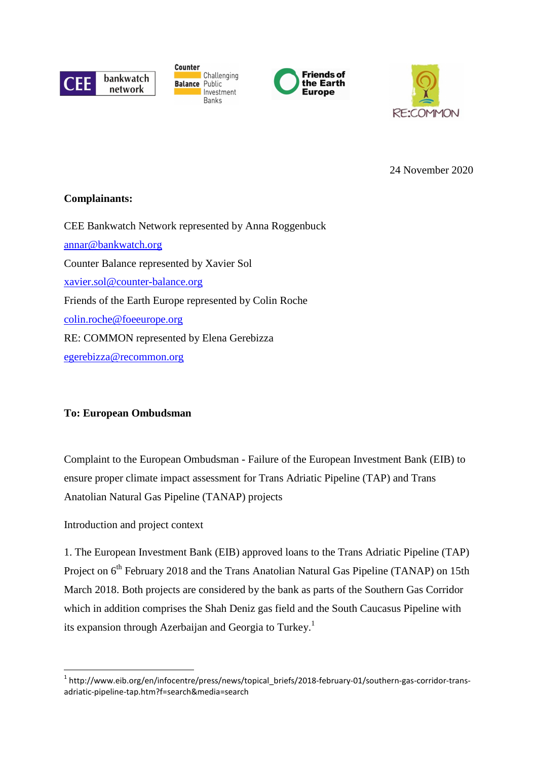24 November 2020

**Complainants:**

CEE Bankwatch Network represented by Anna Roggenbuck
annar@bankwatch.org
Counter Balance represented by Xavier Sol
xavier.sol@counter-balance.org
Friends of the Earth Europe represented by Colin Roche
colin.roche@foeeurope.org
RE: COMMON represented by Elena Gerebizza
egerebizza@recommon.org

**To: European Ombudsman**

Complaint to the European Ombudsman - Failure of the European Investment Bank (EIB) to ensure proper climate impact assessment for Trans Adriatic Pipeline (TAP) and Trans Anatolian Natural Gas Pipeline (TANAP) projects

Introduction and project context

1. The European Investment Bank (EIB) approved loans to the Trans Adriatic Pipeline (TAP) Project on 6th February 2018 and the Trans Anatolian Natural Gas Pipeline (TANAP) on 15th March 2018. Both projects are considered by the bank as parts of the Southern Gas Corridor which in addition comprises the Shah Deniz gas field and the South Caucasus Pipeline with its expansion through Azerbaijan and Georgia to Turkey.[1]

[1] http://www.eib.org/en/infocentre/press/news/topical_briefs/2018-february-01/southern-gas-corridor-trans-adriatic-pipeline-tap.htm?f=search&media=search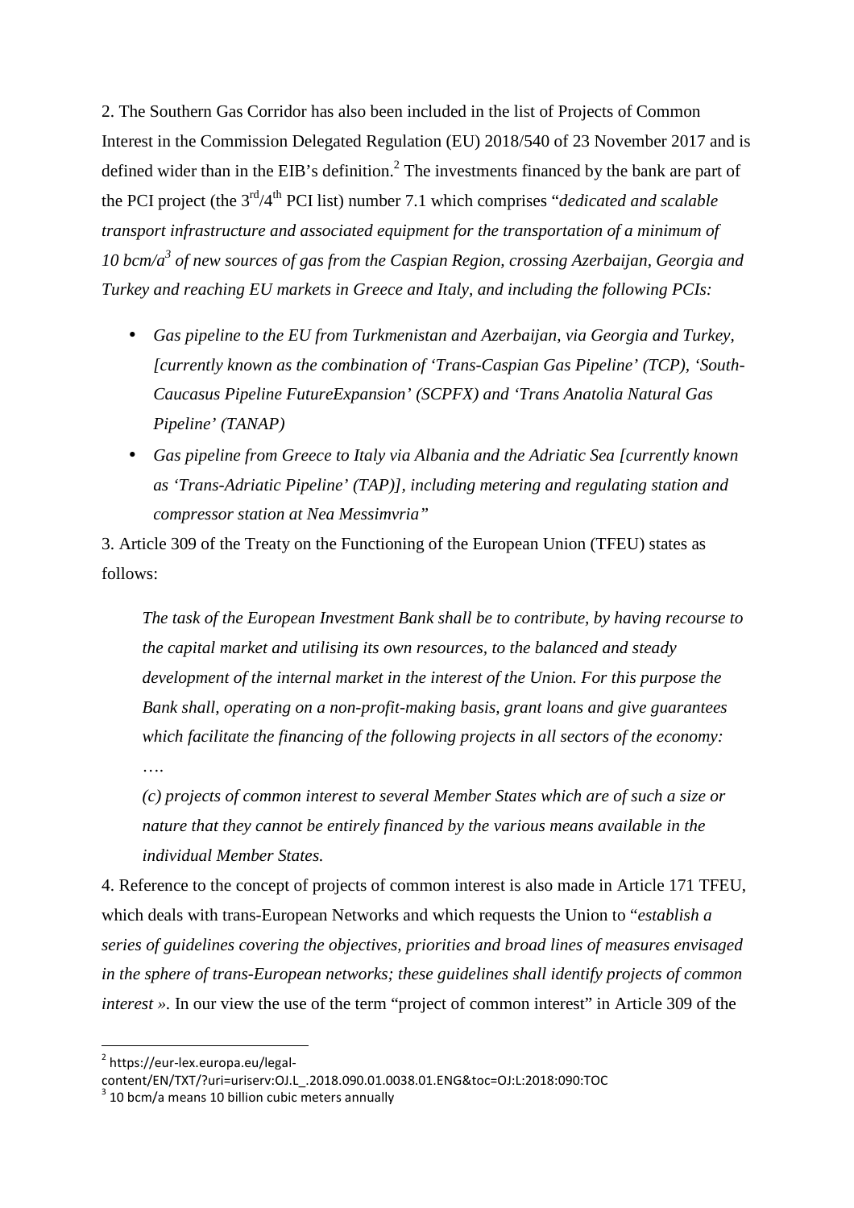2. The Southern Gas Corridor has also been included in the list of Projects of Common Interest in the Commission Delegated Regulation (EU) 2018/540 of 23 November 2017 and is defined wider than in the EIB's definition.[2] The investments financed by the bank are part of the PCI project (the 3rd/4th PCI list) number 7.1 which comprises "*dedicated and scalable transport infrastructure and associated equipment for the transportation of a minimum of 10 bcm/a*[3] *of new sources of gas from the Caspian Region, crossing Azerbaijan, Georgia and Turkey and reaching EU markets in Greece and Italy, and including the following PCIs:*

- *Gas pipeline to the EU from Turkmenistan and Azerbaijan, via Georgia and Turkey, [currently known as the combination of 'Trans-Caspian Gas Pipeline' (TCP), 'South-Caucasus Pipeline FutureExpansion' (SCPFX) and 'Trans Anatolia Natural Gas Pipeline' (TANAP)*
- *Gas pipeline from Greece to Italy via Albania and the Adriatic Sea [currently known as 'Trans-Adriatic Pipeline' (TAP)], including metering and regulating station and compressor station at Nea Messimvria"*

3. Article 309 of the Treaty on the Functioning of the European Union (TFEU) states as follows:

> *The task of the European Investment Bank shall be to contribute, by having recourse to the capital market and utilising its own resources, to the balanced and steady development of the internal market in the interest of the Union. For this purpose the Bank shall, operating on a non-profit-making basis, grant loans and give guarantees which facilitate the financing of the following projects in all sectors of the economy:*
>
> ….
>
> *(c) projects of common interest to several Member States which are of such a size or nature that they cannot be entirely financed by the various means available in the individual Member States.*

4. Reference to the concept of projects of common interest is also made in Article 171 TFEU, which deals with trans-European Networks and which requests the Union to "*establish a series of guidelines covering the objectives, priorities and broad lines of measures envisaged in the sphere of trans-European networks; these guidelines shall identify projects of common interest »*. In our view the use of the term "project of common interest" in Article 309 of the

---

[2] https://eur-lex.europa.eu/legal-content/EN/TXT/?uri=uriserv:OJ.L_.2018.090.01.0038.01.ENG&toc=OJ:L:2018:090:TOC

[3] 10 bcm/a means 10 billion cubic meters annually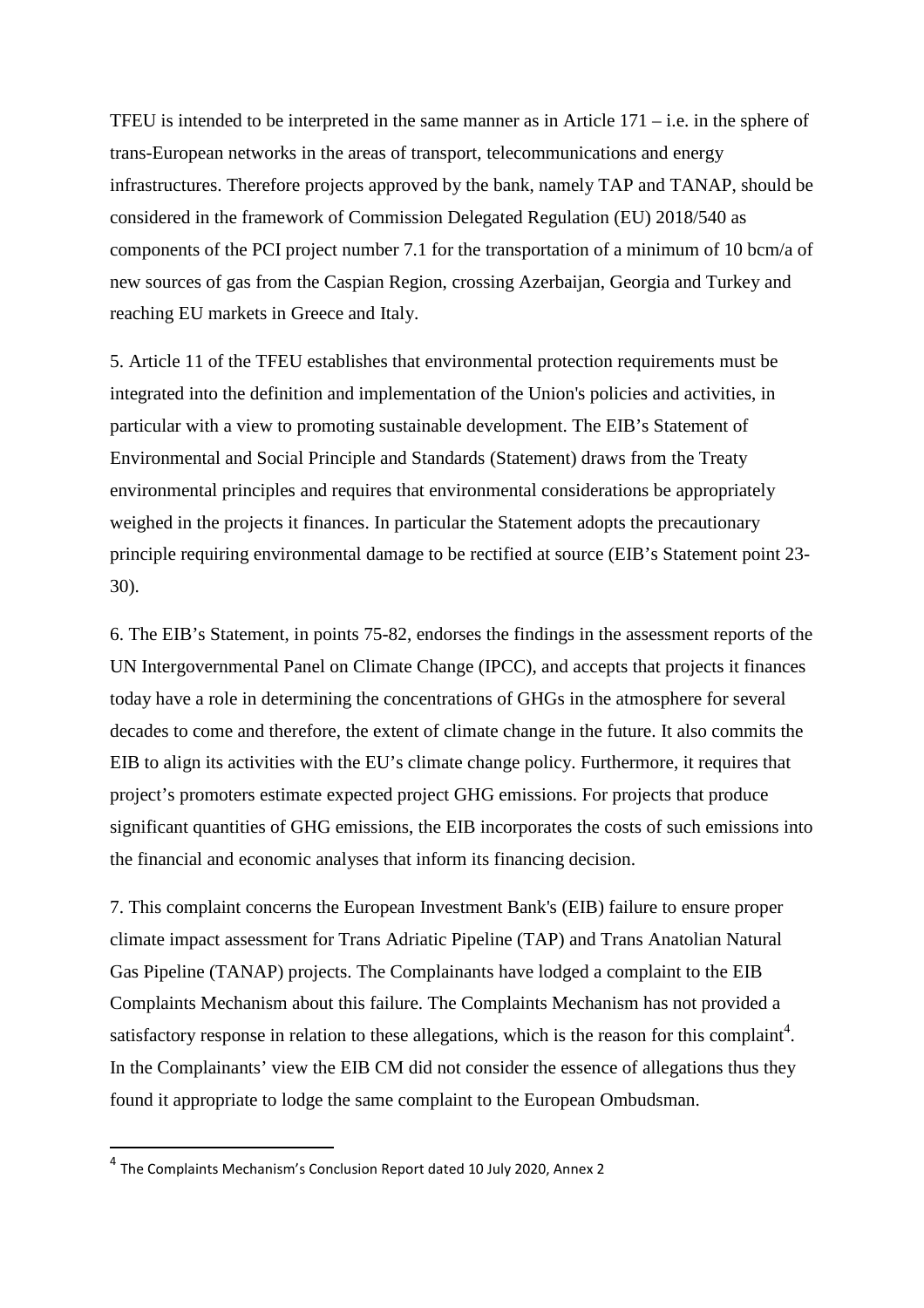TFEU is intended to be interpreted in the same manner as in Article 171 – i.e. in the sphere of trans-European networks in the areas of transport, telecommunications and energy infrastructures. Therefore projects approved by the bank, namely TAP and TANAP, should be considered in the framework of Commission Delegated Regulation (EU) 2018/540 as components of the PCI project number 7.1 for the transportation of a minimum of 10 bcm/a of new sources of gas from the Caspian Region, crossing Azerbaijan, Georgia and Turkey and reaching EU markets in Greece and Italy.

5. Article 11 of the TFEU establishes that environmental protection requirements must be integrated into the definition and implementation of the Union's policies and activities, in particular with a view to promoting sustainable development. The EIB's Statement of Environmental and Social Principle and Standards (Statement) draws from the Treaty environmental principles and requires that environmental considerations be appropriately weighed in the projects it finances. In particular the Statement adopts the precautionary principle requiring environmental damage to be rectified at source (EIB's Statement point 23-30).

6. The EIB's Statement, in points 75-82, endorses the findings in the assessment reports of the UN Intergovernmental Panel on Climate Change (IPCC), and accepts that projects it finances today have a role in determining the concentrations of GHGs in the atmosphere for several decades to come and therefore, the extent of climate change in the future. It also commits the EIB to align its activities with the EU's climate change policy. Furthermore, it requires that project's promoters estimate expected project GHG emissions. For projects that produce significant quantities of GHG emissions, the EIB incorporates the costs of such emissions into the financial and economic analyses that inform its financing decision.

7. This complaint concerns the European Investment Bank's (EIB) failure to ensure proper climate impact assessment for Trans Adriatic Pipeline (TAP) and Trans Anatolian Natural Gas Pipeline (TANAP) projects. The Complainants have lodged a complaint to the EIB Complaints Mechanism about this failure. The Complaints Mechanism has not provided a satisfactory response in relation to these allegations, which is the reason for this complaint[4]. In the Complainants' view the EIB CM did not consider the essence of allegations thus they found it appropriate to lodge the same complaint to the European Ombudsman.

[4] The Complaints Mechanism's Conclusion Report dated 10 July 2020, Annex 2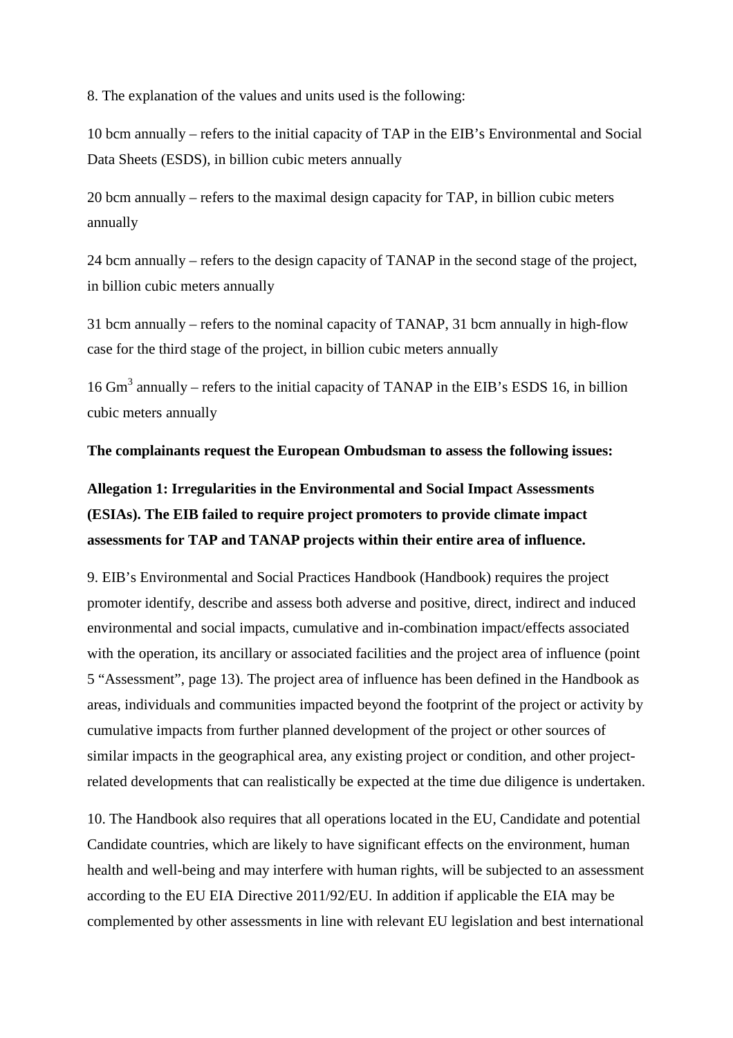8. The explanation of the values and units used is the following:

10 bcm annually – refers to the initial capacity of TAP in the EIB's Environmental and Social Data Sheets (ESDS), in billion cubic meters annually

20 bcm annually – refers to the maximal design capacity for TAP, in billion cubic meters annually

24 bcm annually – refers to the design capacity of TANAP in the second stage of the project, in billion cubic meters annually

31 bcm annually – refers to the nominal capacity of TANAP, 31 bcm annually in high-flow case for the third stage of the project, in billion cubic meters annually

16 $Gm^3$ annually – refers to the initial capacity of TANAP in the EIB's ESDS 16, in billion cubic meters annually

**The complainants request the European Ombudsman to assess the following issues:**

**Allegation 1: Irregularities in the Environmental and Social Impact Assessments (ESIAs). The EIB failed to require project promoters to provide climate impact assessments for TAP and TANAP projects within their entire area of influence.**

9. EIB's Environmental and Social Practices Handbook (Handbook) requires the project promoter identify, describe and assess both adverse and positive, direct, indirect and induced environmental and social impacts, cumulative and in-combination impact/effects associated with the operation, its ancillary or associated facilities and the project area of influence (point 5 "Assessment", page 13). The project area of influence has been defined in the Handbook as areas, individuals and communities impacted beyond the footprint of the project or activity by cumulative impacts from further planned development of the project or other sources of similar impacts in the geographical area, any existing project or condition, and other project-related developments that can realistically be expected at the time due diligence is undertaken.

10. The Handbook also requires that all operations located in the EU, Candidate and potential Candidate countries, which are likely to have significant effects on the environment, human health and well-being and may interfere with human rights, will be subjected to an assessment according to the EU EIA Directive 2011/92/EU. In addition if applicable the EIA may be complemented by other assessments in line with relevant EU legislation and best international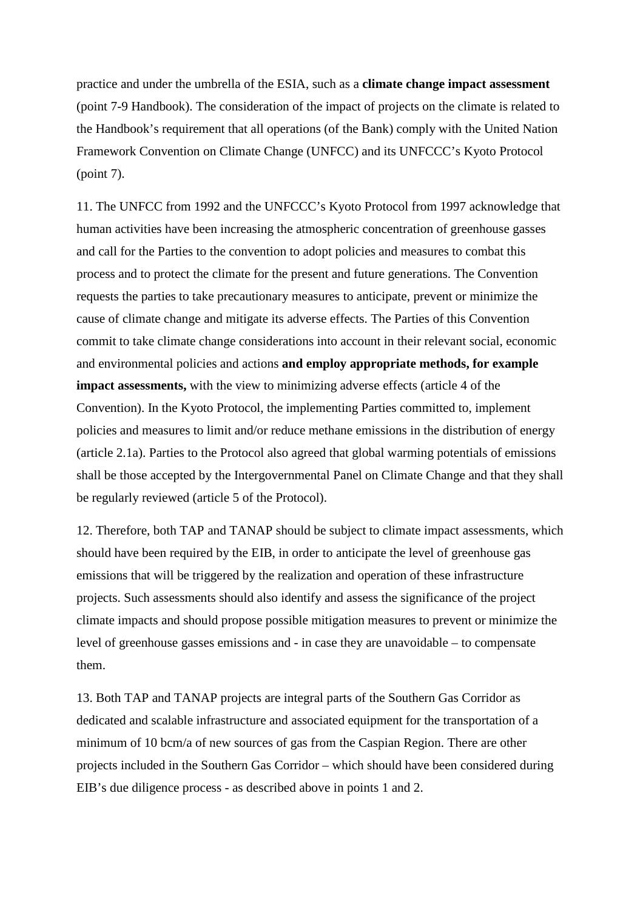practice and under the umbrella of the ESIA, such as a **climate change impact assessment** (point 7-9 Handbook). The consideration of the impact of projects on the climate is related to the Handbook's requirement that all operations (of the Bank) comply with the United Nation Framework Convention on Climate Change (UNFCC) and its UNFCCC's Kyoto Protocol (point 7).

11. The UNFCC from 1992 and the UNFCCC's Kyoto Protocol from 1997 acknowledge that human activities have been increasing the atmospheric concentration of greenhouse gasses and call for the Parties to the convention to adopt policies and measures to combat this process and to protect the climate for the present and future generations. The Convention requests the parties to take precautionary measures to anticipate, prevent or minimize the cause of climate change and mitigate its adverse effects. The Parties of this Convention commit to take climate change considerations into account in their relevant social, economic and environmental policies and actions **and employ appropriate methods, for example impact assessments,** with the view to minimizing adverse effects (article 4 of the Convention). In the Kyoto Protocol, the implementing Parties committed to, implement policies and measures to limit and/or reduce methane emissions in the distribution of energy (article 2.1a). Parties to the Protocol also agreed that global warming potentials of emissions shall be those accepted by the Intergovernmental Panel on Climate Change and that they shall be regularly reviewed (article 5 of the Protocol).

12. Therefore, both TAP and TANAP should be subject to climate impact assessments, which should have been required by the EIB, in order to anticipate the level of greenhouse gas emissions that will be triggered by the realization and operation of these infrastructure projects. Such assessments should also identify and assess the significance of the project climate impacts and should propose possible mitigation measures to prevent or minimize the level of greenhouse gasses emissions and - in case they are unavoidable – to compensate them.

13. Both TAP and TANAP projects are integral parts of the Southern Gas Corridor as dedicated and scalable infrastructure and associated equipment for the transportation of a minimum of 10 bcm/a of new sources of gas from the Caspian Region. There are other projects included in the Southern Gas Corridor – which should have been considered during EIB's due diligence process - as described above in points 1 and 2.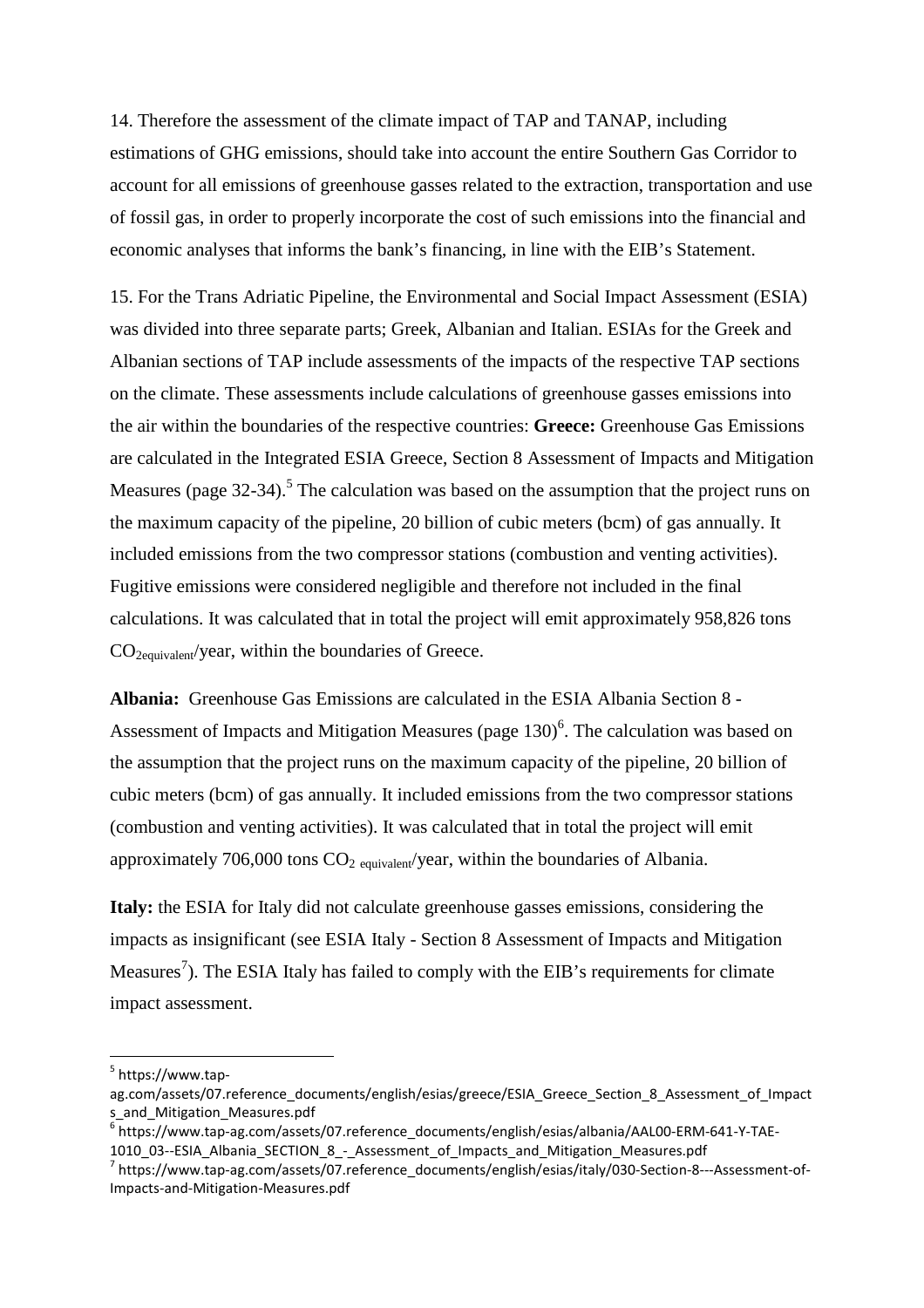14. Therefore the assessment of the climate impact of TAP and TANAP, including estimations of GHG emissions, should take into account the entire Southern Gas Corridor to account for all emissions of greenhouse gasses related to the extraction, transportation and use of fossil gas, in order to properly incorporate the cost of such emissions into the financial and economic analyses that informs the bank's financing, in line with the EIB's Statement.

15. For the Trans Adriatic Pipeline, the Environmental and Social Impact Assessment (ESIA) was divided into three separate parts; Greek, Albanian and Italian. ESIAs for the Greek and Albanian sections of TAP include assessments of the impacts of the respective TAP sections on the climate. These assessments include calculations of greenhouse gasses emissions into the air within the boundaries of the respective countries: **Greece:** Greenhouse Gas Emissions are calculated in the Integrated ESIA Greece, Section 8 Assessment of Impacts and Mitigation Measures (page 32-34).[5] The calculation was based on the assumption that the project runs on the maximum capacity of the pipeline, 20 billion of cubic meters (bcm) of gas annually. It included emissions from the two compressor stations (combustion and venting activities). Fugitive emissions were considered negligible and therefore not included in the final calculations. It was calculated that in total the project will emit approximately 958,826 tons $CO_{2equivalent}$/year, within the boundaries of Greece.

**Albania:** Greenhouse Gas Emissions are calculated in the ESIA Albania Section 8 - Assessment of Impacts and Mitigation Measures (page 130)[6]. The calculation was based on the assumption that the project runs on the maximum capacity of the pipeline, 20 billion of cubic meters (bcm) of gas annually. It included emissions from the two compressor stations (combustion and venting activities). It was calculated that in total the project will emit approximately 706,000 tons $CO_{2\ equivalent}$/year, within the boundaries of Albania.

**Italy:** the ESIA for Italy did not calculate greenhouse gasses emissions, considering the impacts as insignificant (see ESIA Italy - Section 8 Assessment of Impacts and Mitigation Measures[7]). The ESIA Italy has failed to comply with the EIB's requirements for climate impact assessment.

---

[5] https://www.tap-ag.com/assets/07.reference_documents/english/esias/greece/ESIA_Greece_Section_8_Assessment_of_Impacts_and_Mitigation_Measures.pdf

[6] https://www.tap-ag.com/assets/07.reference_documents/english/esias/albania/AAL00-ERM-641-Y-TAE-1010_03--ESIA_Albania_SECTION_8_-_Assessment_of_Impacts_and_Mitigation_Measures.pdf

[7] https://www.tap-ag.com/assets/07.reference_documents/english/esias/italy/030-Section-8---Assessment-of-Impacts-and-Mitigation-Measures.pdf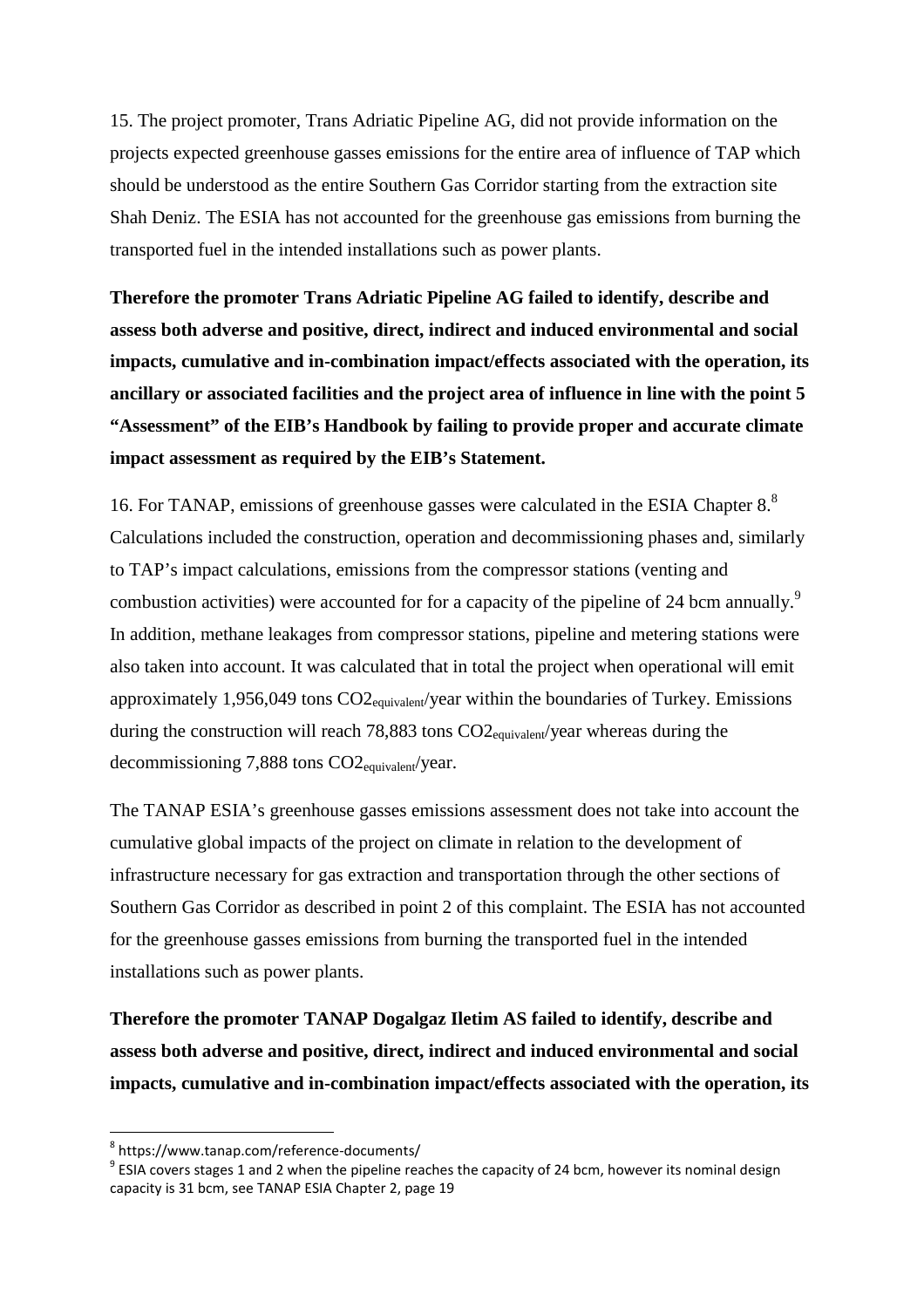15. The project promoter, Trans Adriatic Pipeline AG, did not provide information on the projects expected greenhouse gasses emissions for the entire area of influence of TAP which should be understood as the entire Southern Gas Corridor starting from the extraction site Shah Deniz. The ESIA has not accounted for the greenhouse gas emissions from burning the transported fuel in the intended installations such as power plants.

**Therefore the promoter Trans Adriatic Pipeline AG failed to identify, describe and assess both adverse and positive, direct, indirect and induced environmental and social impacts, cumulative and in-combination impact/effects associated with the operation, its ancillary or associated facilities and the project area of influence in line with the point 5 "Assessment" of the EIB's Handbook by failing to provide proper and accurate climate impact assessment as required by the EIB's Statement.**

16. For TANAP, emissions of greenhouse gasses were calculated in the ESIA Chapter 8.[8] Calculations included the construction, operation and decommissioning phases and, similarly to TAP's impact calculations, emissions from the compressor stations (venting and combustion activities) were accounted for for a capacity of the pipeline of 24 bcm annually.[9] In addition, methane leakages from compressor stations, pipeline and metering stations were also taken into account. It was calculated that in total the project when operational will emit approximately 1,956,049 tons $CO2_{equivalent}$/year within the boundaries of Turkey. Emissions during the construction will reach 78,883 tons $CO2_{equivalent}$/year whereas during the decommissioning 7,888 tons $CO2_{equivalent}$/year.

The TANAP ESIA's greenhouse gasses emissions assessment does not take into account the cumulative global impacts of the project on climate in relation to the development of infrastructure necessary for gas extraction and transportation through the other sections of Southern Gas Corridor as described in point 2 of this complaint. The ESIA has not accounted for the greenhouse gasses emissions from burning the transported fuel in the intended installations such as power plants.

**Therefore the promoter TANAP Dogalgaz Iletim AS failed to identify, describe and assess both adverse and positive, direct, indirect and induced environmental and social impacts, cumulative and in-combination impact/effects associated with the operation, its**

---

[8] https://www.tanap.com/reference-documents/

[9] ESIA covers stages 1 and 2 when the pipeline reaches the capacity of 24 bcm, however its nominal design capacity is 31 bcm, see TANAP ESIA Chapter 2, page 19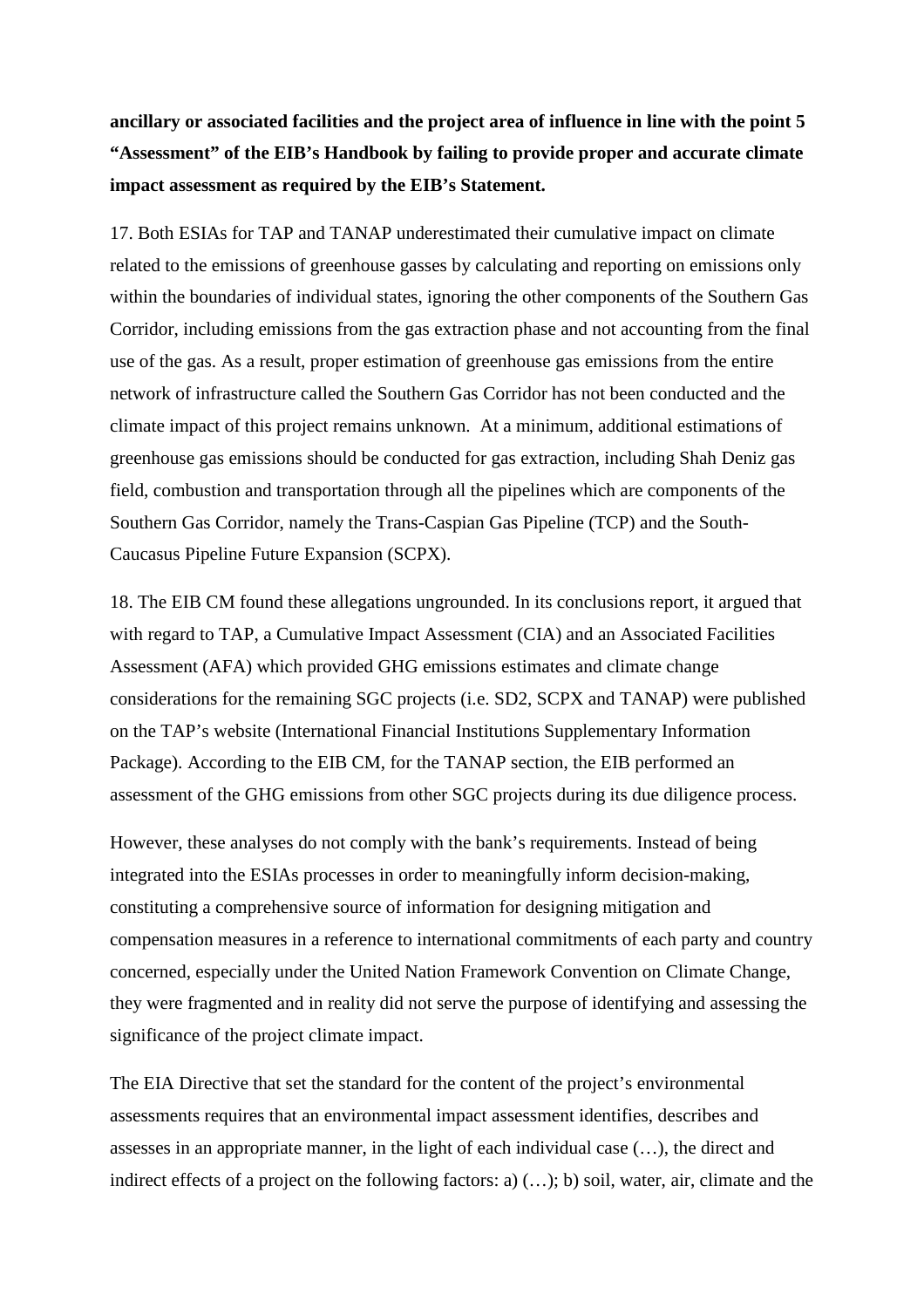**ancillary or associated facilities and the project area of influence in line with the point 5 "Assessment" of the EIB's Handbook by failing to provide proper and accurate climate impact assessment as required by the EIB's Statement.**

17. Both ESIAs for TAP and TANAP underestimated their cumulative impact on climate related to the emissions of greenhouse gasses by calculating and reporting on emissions only within the boundaries of individual states, ignoring the other components of the Southern Gas Corridor, including emissions from the gas extraction phase and not accounting from the final use of the gas. As a result, proper estimation of greenhouse gas emissions from the entire network of infrastructure called the Southern Gas Corridor has not been conducted and the climate impact of this project remains unknown. At a minimum, additional estimations of greenhouse gas emissions should be conducted for gas extraction, including Shah Deniz gas field, combustion and transportation through all the pipelines which are components of the Southern Gas Corridor, namely the Trans-Caspian Gas Pipeline (TCP) and the South-Caucasus Pipeline Future Expansion (SCPX).

18. The EIB CM found these allegations ungrounded. In its conclusions report, it argued that with regard to TAP, a Cumulative Impact Assessment (CIA) and an Associated Facilities Assessment (AFA) which provided GHG emissions estimates and climate change considerations for the remaining SGC projects (i.e. SD2, SCPX and TANAP) were published on the TAP's website (International Financial Institutions Supplementary Information Package). According to the EIB CM, for the TANAP section, the EIB performed an assessment of the GHG emissions from other SGC projects during its due diligence process.

However, these analyses do not comply with the bank's requirements. Instead of being integrated into the ESIAs processes in order to meaningfully inform decision-making, constituting a comprehensive source of information for designing mitigation and compensation measures in a reference to international commitments of each party and country concerned, especially under the United Nation Framework Convention on Climate Change, they were fragmented and in reality did not serve the purpose of identifying and assessing the significance of the project climate impact.

The EIA Directive that set the standard for the content of the project's environmental assessments requires that an environmental impact assessment identifies, describes and assesses in an appropriate manner, in the light of each individual case (…), the direct and indirect effects of a project on the following factors: a) (…); b) soil, water, air, climate and the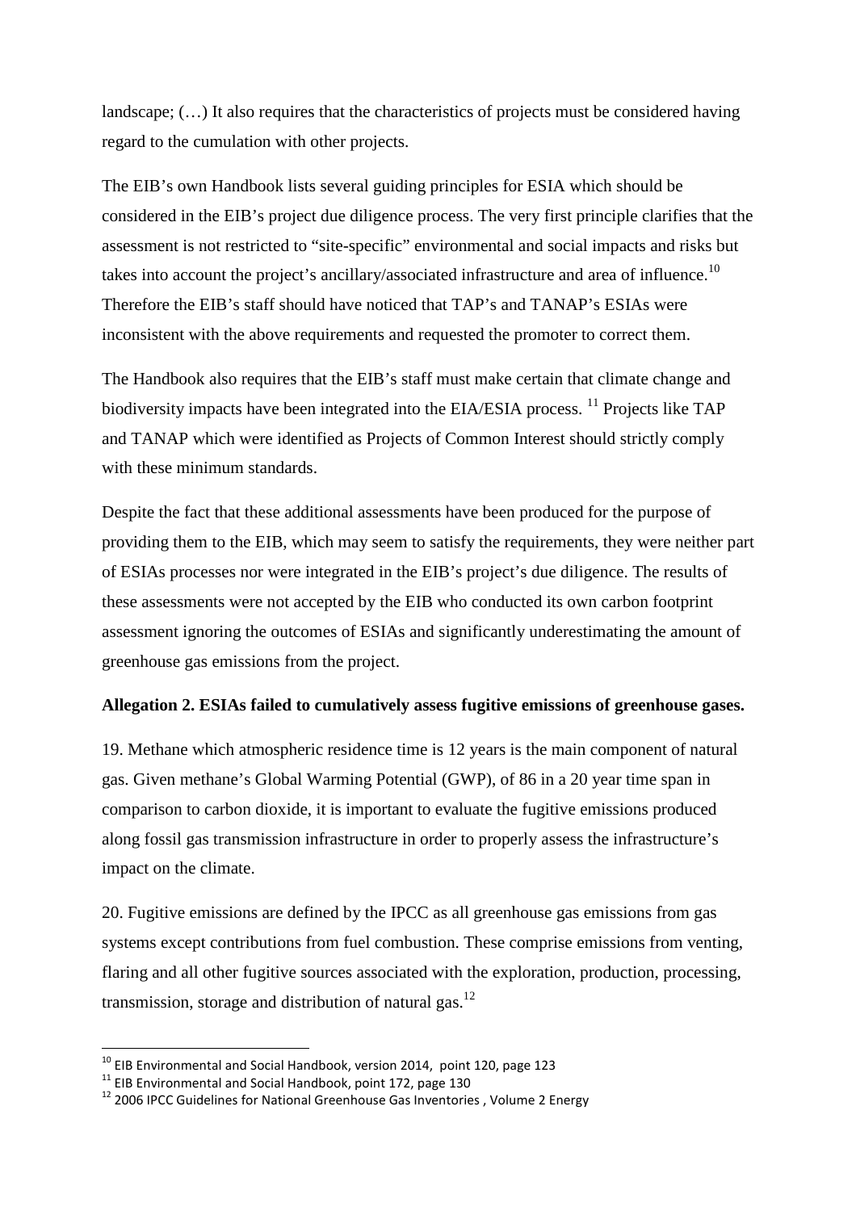landscape; (…) It also requires that the characteristics of projects must be considered having regard to the cumulation with other projects.

The EIB's own Handbook lists several guiding principles for ESIA which should be considered in the EIB's project due diligence process. The very first principle clarifies that the assessment is not restricted to "site-specific" environmental and social impacts and risks but takes into account the project's ancillary/associated infrastructure and area of influence.[10] Therefore the EIB's staff should have noticed that TAP's and TANAP's ESIAs were inconsistent with the above requirements and requested the promoter to correct them.

The Handbook also requires that the EIB's staff must make certain that climate change and biodiversity impacts have been integrated into the EIA/ESIA process. [11] Projects like TAP and TANAP which were identified as Projects of Common Interest should strictly comply with these minimum standards.

Despite the fact that these additional assessments have been produced for the purpose of providing them to the EIB, which may seem to satisfy the requirements, they were neither part of ESIAs processes nor were integrated in the EIB's project's due diligence. The results of these assessments were not accepted by the EIB who conducted its own carbon footprint assessment ignoring the outcomes of ESIAs and significantly underestimating the amount of greenhouse gas emissions from the project.

**Allegation 2. ESIAs failed to cumulatively assess fugitive emissions of greenhouse gases.**

19. Methane which atmospheric residence time is 12 years is the main component of natural gas. Given methane's Global Warming Potential (GWP), of 86 in a 20 year time span in comparison to carbon dioxide, it is important to evaluate the fugitive emissions produced along fossil gas transmission infrastructure in order to properly assess the infrastructure's impact on the climate.

20. Fugitive emissions are defined by the IPCC as all greenhouse gas emissions from gas systems except contributions from fuel combustion. These comprise emissions from venting, flaring and all other fugitive sources associated with the exploration, production, processing, transmission, storage and distribution of natural gas.[12]

[10] EIB Environmental and Social Handbook, version 2014, point 120, page 123

[11] EIB Environmental and Social Handbook, point 172, page 130

[12] 2006 IPCC Guidelines for National Greenhouse Gas Inventories , Volume 2 Energy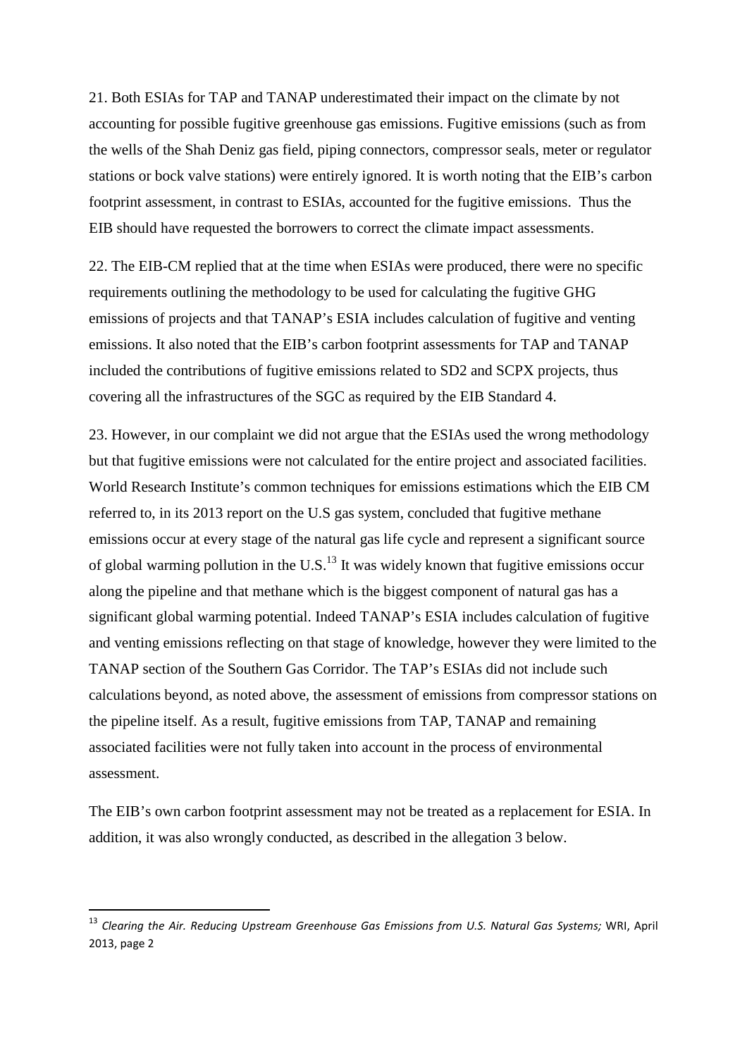21. Both ESIAs for TAP and TANAP underestimated their impact on the climate by not accounting for possible fugitive greenhouse gas emissions. Fugitive emissions (such as from the wells of the Shah Deniz gas field, piping connectors, compressor seals, meter or regulator stations or bock valve stations) were entirely ignored. It is worth noting that the EIB's carbon footprint assessment, in contrast to ESIAs, accounted for the fugitive emissions. Thus the EIB should have requested the borrowers to correct the climate impact assessments.

22. The EIB-CM replied that at the time when ESIAs were produced, there were no specific requirements outlining the methodology to be used for calculating the fugitive GHG emissions of projects and that TANAP's ESIA includes calculation of fugitive and venting emissions. It also noted that the EIB's carbon footprint assessments for TAP and TANAP included the contributions of fugitive emissions related to SD2 and SCPX projects, thus covering all the infrastructures of the SGC as required by the EIB Standard 4.

23. However, in our complaint we did not argue that the ESIAs used the wrong methodology but that fugitive emissions were not calculated for the entire project and associated facilities. World Research Institute's common techniques for emissions estimations which the EIB CM referred to, in its 2013 report on the U.S gas system, concluded that fugitive methane emissions occur at every stage of the natural gas life cycle and represent a significant source of global warming pollution in the U.S.[13] It was widely known that fugitive emissions occur along the pipeline and that methane which is the biggest component of natural gas has a significant global warming potential. Indeed TANAP's ESIA includes calculation of fugitive and venting emissions reflecting on that stage of knowledge, however they were limited to the TANAP section of the Southern Gas Corridor. The TAP's ESIAs did not include such calculations beyond, as noted above, the assessment of emissions from compressor stations on the pipeline itself. As a result, fugitive emissions from TAP, TANAP and remaining associated facilities were not fully taken into account in the process of environmental assessment.

The EIB's own carbon footprint assessment may not be treated as a replacement for ESIA. In addition, it was also wrongly conducted, as described in the allegation 3 below.

---

[13] *Clearing the Air. Reducing Upstream Greenhouse Gas Emissions from U.S. Natural Gas Systems;* WRI, April 2013, page 2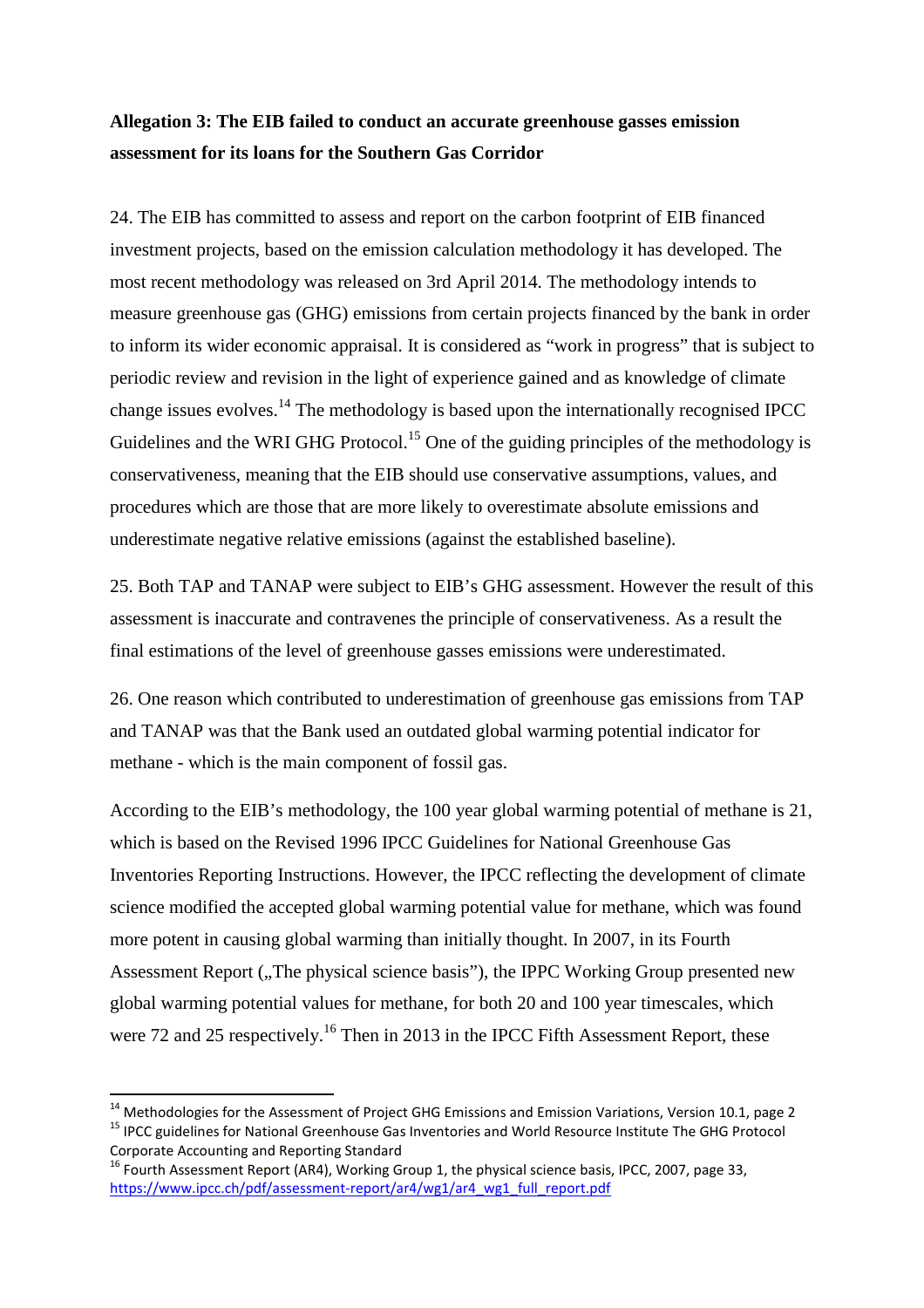**Allegation 3: The EIB failed to conduct an accurate greenhouse gasses emission assessment for its loans for the Southern Gas Corridor**

24. The EIB has committed to assess and report on the carbon footprint of EIB financed investment projects, based on the emission calculation methodology it has developed. The most recent methodology was released on 3rd April 2014. The methodology intends to measure greenhouse gas (GHG) emissions from certain projects financed by the bank in order to inform its wider economic appraisal. It is considered as "work in progress" that is subject to periodic review and revision in the light of experience gained and as knowledge of climate change issues evolves.[14] The methodology is based upon the internationally recognised IPCC Guidelines and the WRI GHG Protocol.[15] One of the guiding principles of the methodology is conservativeness, meaning that the EIB should use conservative assumptions, values, and procedures which are those that are more likely to overestimate absolute emissions and underestimate negative relative emissions (against the established baseline).

25. Both TAP and TANAP were subject to EIB's GHG assessment. However the result of this assessment is inaccurate and contravenes the principle of conservativeness. As a result the final estimations of the level of greenhouse gasses emissions were underestimated.

26. One reason which contributed to underestimation of greenhouse gas emissions from TAP and TANAP was that the Bank used an outdated global warming potential indicator for methane - which is the main component of fossil gas.

According to the EIB's methodology, the 100 year global warming potential of methane is 21, which is based on the Revised 1996 IPCC Guidelines for National Greenhouse Gas Inventories Reporting Instructions. However, the IPCC reflecting the development of climate science modified the accepted global warming potential value for methane, which was found more potent in causing global warming than initially thought. In 2007, in its Fourth Assessment Report („The physical science basis"), the IPPC Working Group presented new global warming potential values for methane, for both 20 and 100 year timescales, which were 72 and 25 respectively.[16] Then in 2013 in the IPCC Fifth Assessment Report, these

---

[14] Methodologies for the Assessment of Project GHG Emissions and Emission Variations, Version 10.1, page 2

[15] IPCC guidelines for National Greenhouse Gas Inventories and World Resource Institute The GHG Protocol Corporate Accounting and Reporting Standard

[16] Fourth Assessment Report (AR4), Working Group 1, the physical science basis, IPCC, 2007, page 33, https://www.ipcc.ch/pdf/assessment-report/ar4/wg1/ar4_wg1_full_report.pdf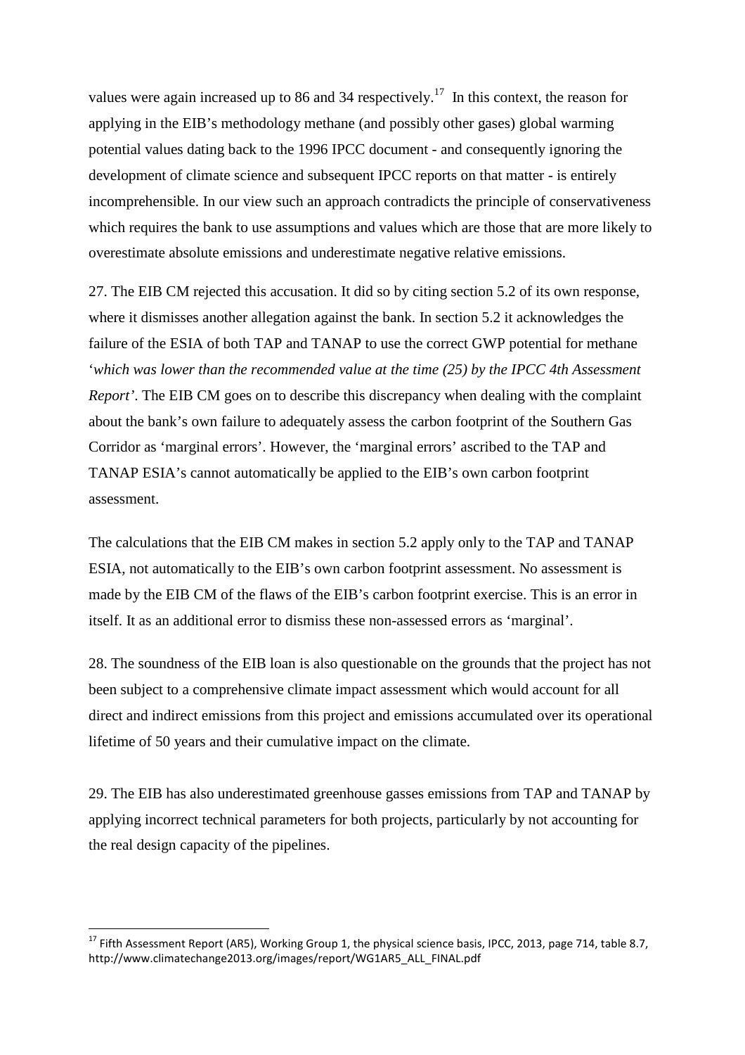values were again increased up to 86 and 34 respectively.[17] In this context, the reason for applying in the EIB's methodology methane (and possibly other gases) global warming potential values dating back to the 1996 IPCC document - and consequently ignoring the development of climate science and subsequent IPCC reports on that matter - is entirely incomprehensible. In our view such an approach contradicts the principle of conservativeness which requires the bank to use assumptions and values which are those that are more likely to overestimate absolute emissions and underestimate negative relative emissions.

27. The EIB CM rejected this accusation. It did so by citing section 5.2 of its own response, where it dismisses another allegation against the bank. In section 5.2 it acknowledges the failure of the ESIA of both TAP and TANAP to use the correct GWP potential for methane '*which was lower than the recommended value at the time (25) by the IPCC 4th Assessment Report'*. The EIB CM goes on to describe this discrepancy when dealing with the complaint about the bank's own failure to adequately assess the carbon footprint of the Southern Gas Corridor as 'marginal errors'. However, the 'marginal errors' ascribed to the TAP and TANAP ESIA's cannot automatically be applied to the EIB's own carbon footprint assessment.

The calculations that the EIB CM makes in section 5.2 apply only to the TAP and TANAP ESIA, not automatically to the EIB's own carbon footprint assessment. No assessment is made by the EIB CM of the flaws of the EIB's carbon footprint exercise. This is an error in itself. It as an additional error to dismiss these non-assessed errors as 'marginal'.

28. The soundness of the EIB loan is also questionable on the grounds that the project has not been subject to a comprehensive climate impact assessment which would account for all direct and indirect emissions from this project and emissions accumulated over its operational lifetime of 50 years and their cumulative impact on the climate.

29. The EIB has also underestimated greenhouse gasses emissions from TAP and TANAP by applying incorrect technical parameters for both projects, particularly by not accounting for the real design capacity of the pipelines.

[17] Fifth Assessment Report (AR5), Working Group 1, the physical science basis, IPCC, 2013, page 714, table 8.7, http://www.climatechange2013.org/images/report/WG1AR5_ALL_FINAL.pdf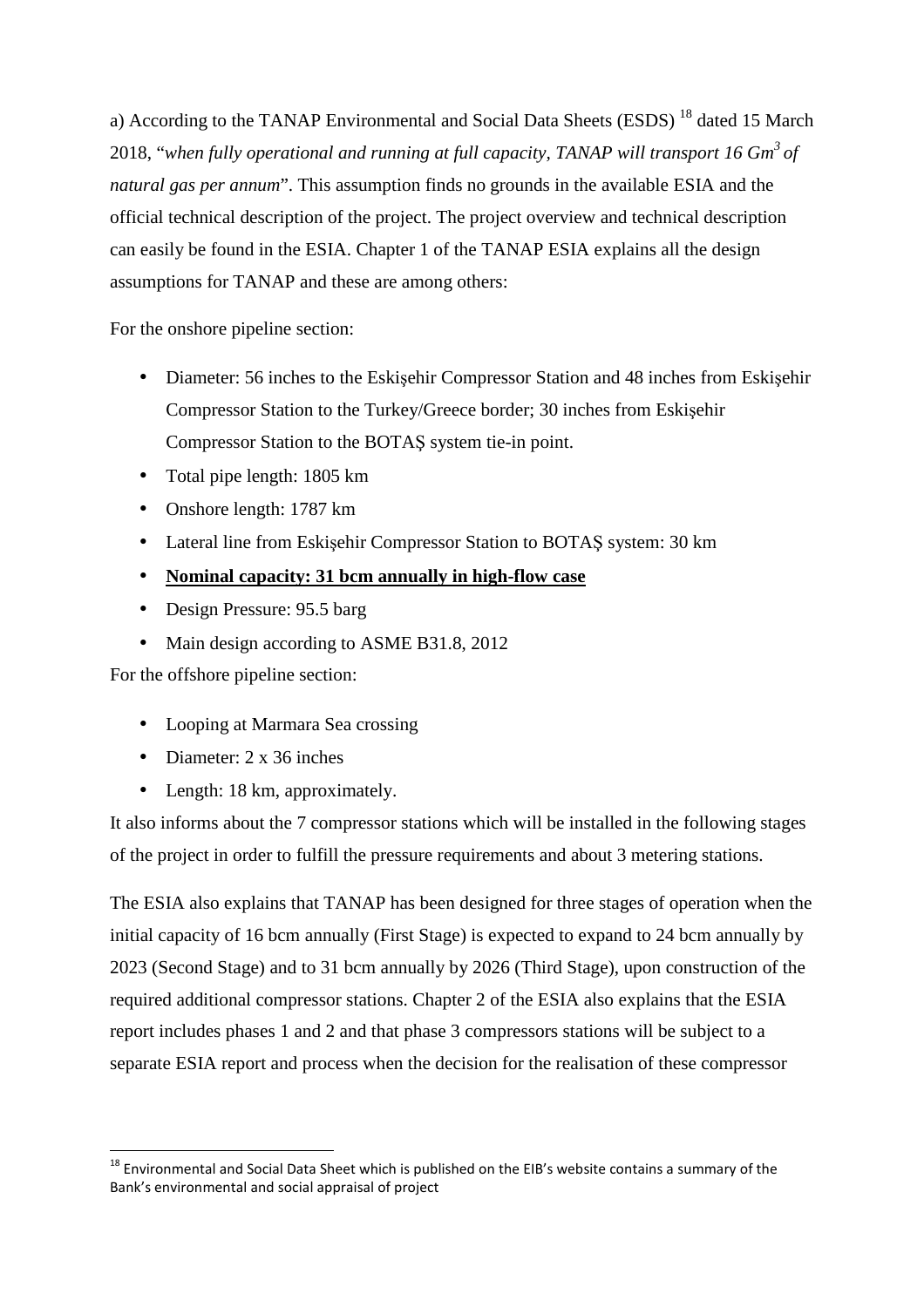a) According to the TANAP Environmental and Social Data Sheets (ESDS) [18] dated 15 March 2018, "*when fully operational and running at full capacity, TANAP will transport 16 Gm$^3$ of natural gas per annum*". This assumption finds no grounds in the available ESIA and the official technical description of the project. The project overview and technical description can easily be found in the ESIA. Chapter 1 of the TANAP ESIA explains all the design assumptions for TANAP and these are among others:

For the onshore pipeline section:

- Diameter: 56 inches to the Eskişehir Compressor Station and 48 inches from Eskişehir Compressor Station to the Turkey/Greece border; 30 inches from Eskişehir Compressor Station to the BOTAŞ system tie-in point.
- Total pipe length: 1805 km
- Onshore length: 1787 km
- Lateral line from Eskişehir Compressor Station to BOTAŞ system: 30 km
- **<u>Nominal capacity: 31 bcm annually in high-flow case</u>**
- Design Pressure: 95.5 barg
- Main design according to ASME B31.8, 2012

For the offshore pipeline section:

- Looping at Marmara Sea crossing
- Diameter: 2 x 36 inches
- Length: 18 km, approximately.

It also informs about the 7 compressor stations which will be installed in the following stages of the project in order to fulfill the pressure requirements and about 3 metering stations.

The ESIA also explains that TANAP has been designed for three stages of operation when the initial capacity of 16 bcm annually (First Stage) is expected to expand to 24 bcm annually by 2023 (Second Stage) and to 31 bcm annually by 2026 (Third Stage), upon construction of the required additional compressor stations. Chapter 2 of the ESIA also explains that the ESIA report includes phases 1 and 2 and that phase 3 compressors stations will be subject to a separate ESIA report and process when the decision for the realisation of these compressor

[18] Environmental and Social Data Sheet which is published on the EIB's website contains a summary of the Bank's environmental and social appraisal of project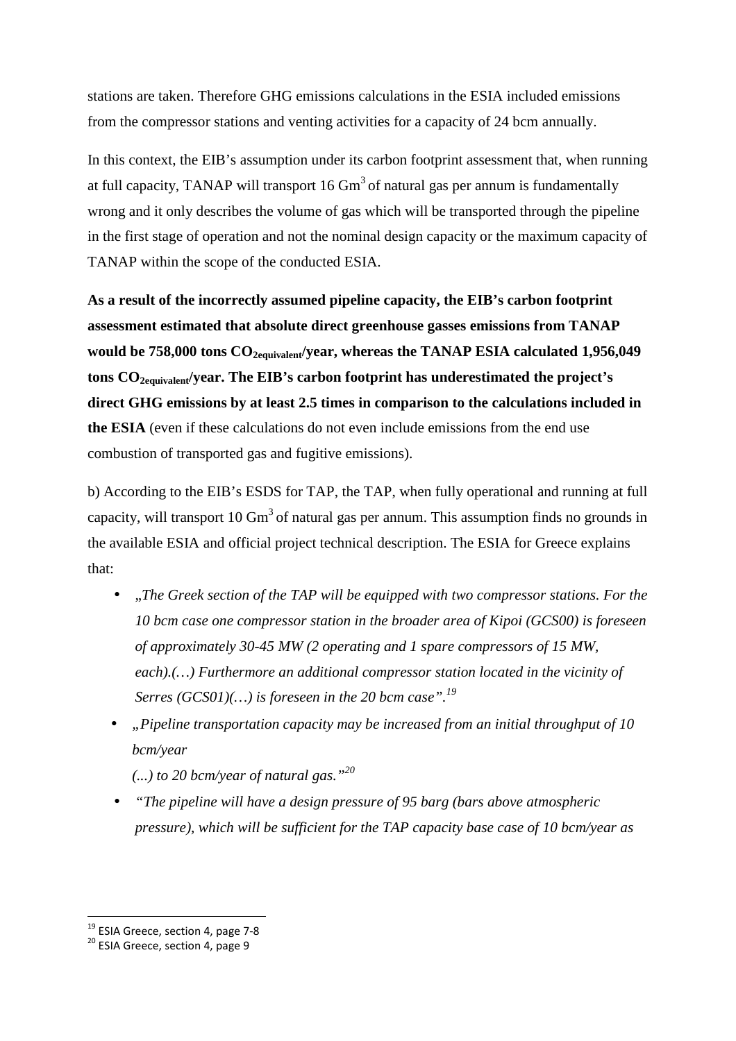stations are taken. Therefore GHG emissions calculations in the ESIA included emissions from the compressor stations and venting activities for a capacity of 24 bcm annually.

In this context, the EIB's assumption under its carbon footprint assessment that, when running at full capacity, TANAP will transport 16 $Gm^3$ of natural gas per annum is fundamentally wrong and it only describes the volume of gas which will be transported through the pipeline in the first stage of operation and not the nominal design capacity or the maximum capacity of TANAP within the scope of the conducted ESIA.

**As a result of the incorrectly assumed pipeline capacity, the EIB's carbon footprint assessment estimated that absolute direct greenhouse gasses emissions from TANAP would be 758,000 tons $CO_{2equivalent}$/year, whereas the TANAP ESIA calculated 1,956,049 tons $CO_{2equivalent}$/year. The EIB's carbon footprint has underestimated the project's direct GHG emissions by at least 2.5 times in comparison to the calculations included in the ESIA** (even if these calculations do not even include emissions from the end use combustion of transported gas and fugitive emissions).

b) According to the EIB's ESDS for TAP, the TAP, when fully operational and running at full capacity, will transport 10 $Gm^3$ of natural gas per annum. This assumption finds no grounds in the available ESIA and official project technical description. The ESIA for Greece explains that:

- „*The Greek section of the TAP will be equipped with two compressor stations. For the 10 bcm case one compressor station in the broader area of Kipoi (GCS00) is foreseen of approximately 30-45 MW (2 operating and 1 spare compressors of 15 MW, each).(…) Furthermore an additional compressor station located in the vicinity of Serres (GCS01)(…) is foreseen in the 20 bcm case”.*[19]
- „*Pipeline transportation capacity may be increased from an initial throughput of 10 bcm/year*
  *(...) to 20 bcm/year of natural gas.”*[20]
- *“The pipeline will have a design pressure of 95 barg (bars above atmospheric pressure), which will be sufficient for the TAP capacity base case of 10 bcm/year as*

[19] ESIA Greece, section 4, page 7-8
[20] ESIA Greece, section 4, page 9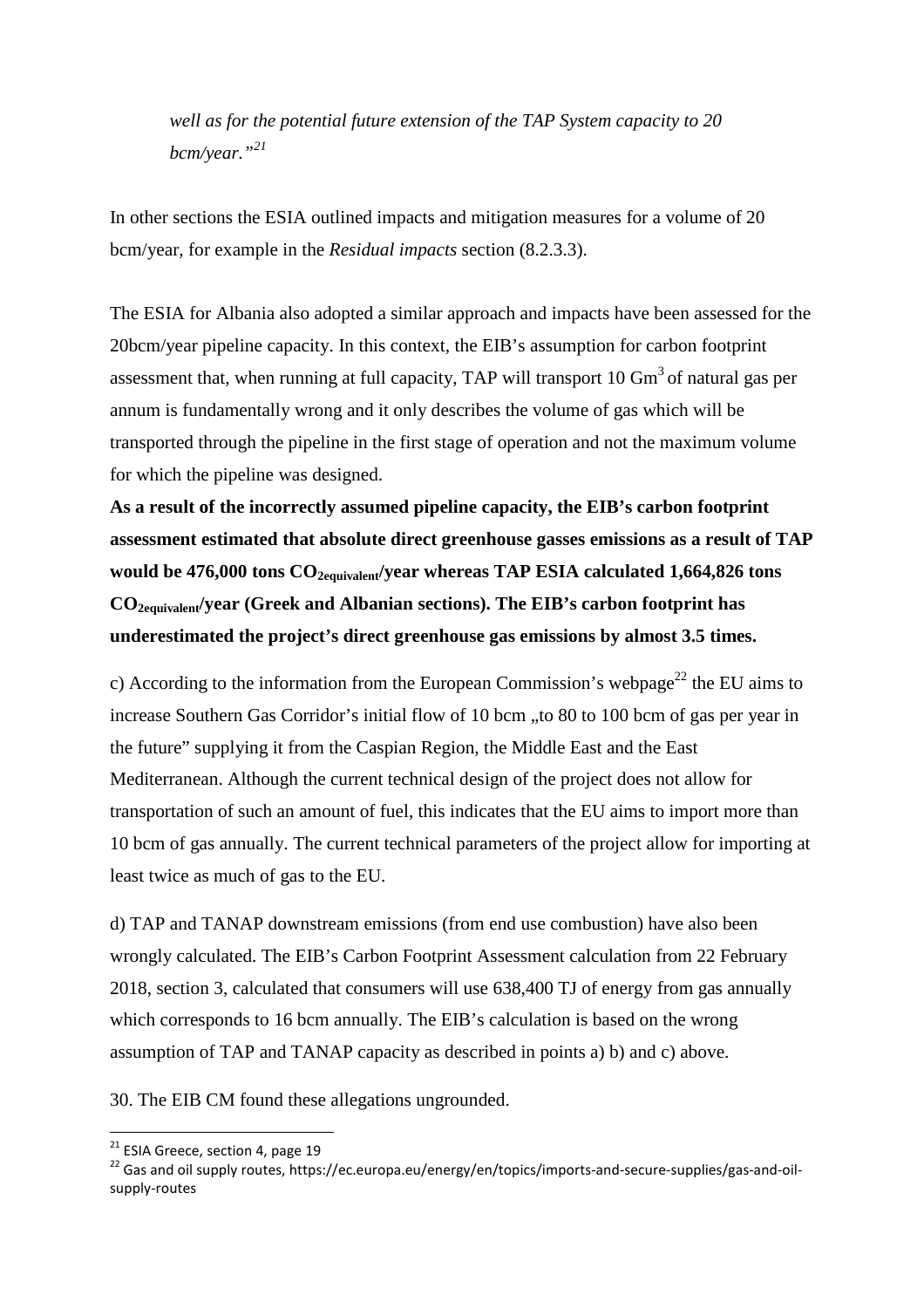*well as for the potential future extension of the TAP System capacity to 20 bcm/year."*[21]

In other sections the ESIA outlined impacts and mitigation measures for a volume of 20 bcm/year, for example in the *Residual impacts* section (8.2.3.3).

The ESIA for Albania also adopted a similar approach and impacts have been assessed for the 20bcm/year pipeline capacity. In this context, the EIB's assumption for carbon footprint assessment that, when running at full capacity, TAP will transport 10 $Gm^3$ of natural gas per annum is fundamentally wrong and it only describes the volume of gas which will be transported through the pipeline in the first stage of operation and not the maximum volume for which the pipeline was designed.

**As a result of the incorrectly assumed pipeline capacity, the EIB's carbon footprint assessment estimated that absolute direct greenhouse gasses emissions as a result of TAP would be 476,000 tons $CO_{2equivalent}$/year whereas TAP ESIA calculated 1,664,826 tons $CO_{2equivalent}$/year (Greek and Albanian sections). The EIB's carbon footprint has underestimated the project's direct greenhouse gas emissions by almost 3.5 times.**

c) According to the information from the European Commission's webpage[22] the EU aims to increase Southern Gas Corridor's initial flow of 10 bcm „to 80 to 100 bcm of gas per year in the future" supplying it from the Caspian Region, the Middle East and the East Mediterranean. Although the current technical design of the project does not allow for transportation of such an amount of fuel, this indicates that the EU aims to import more than 10 bcm of gas annually. The current technical parameters of the project allow for importing at least twice as much of gas to the EU.

d) TAP and TANAP downstream emissions (from end use combustion) have also been wrongly calculated. The EIB's Carbon Footprint Assessment calculation from 22 February 2018, section 3, calculated that consumers will use 638,400 TJ of energy from gas annually which corresponds to 16 bcm annually. The EIB's calculation is based on the wrong assumption of TAP and TANAP capacity as described in points a) b) and c) above.

30. The EIB CM found these allegations ungrounded.

[21] ESIA Greece, section 4, page 19

[22] Gas and oil supply routes, https://ec.europa.eu/energy/en/topics/imports-and-secure-supplies/gas-and-oil-supply-routes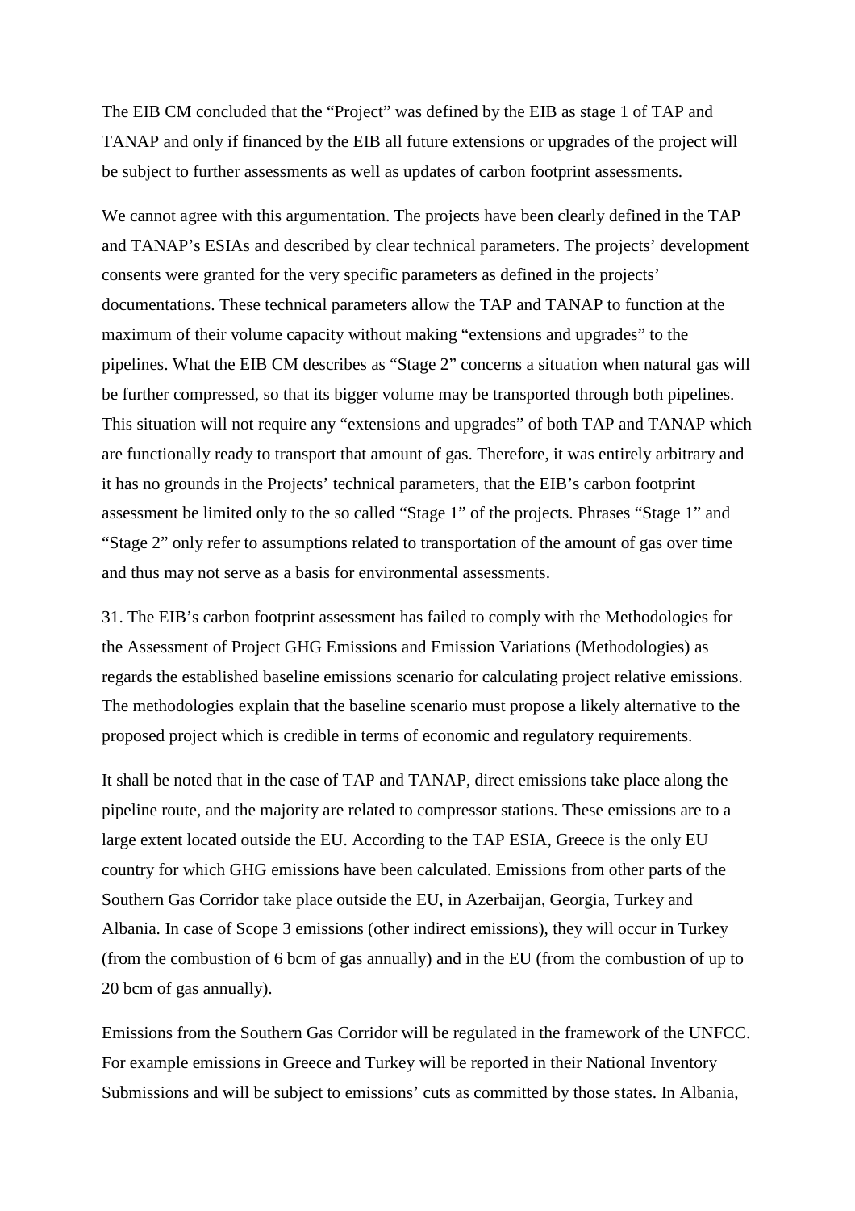The EIB CM concluded that the "Project" was defined by the EIB as stage 1 of TAP and TANAP and only if financed by the EIB all future extensions or upgrades of the project will be subject to further assessments as well as updates of carbon footprint assessments.

We cannot agree with this argumentation. The projects have been clearly defined in the TAP and TANAP's ESIAs and described by clear technical parameters. The projects' development consents were granted for the very specific parameters as defined in the projects' documentations. These technical parameters allow the TAP and TANAP to function at the maximum of their volume capacity without making "extensions and upgrades" to the pipelines. What the EIB CM describes as "Stage 2" concerns a situation when natural gas will be further compressed, so that its bigger volume may be transported through both pipelines. This situation will not require any "extensions and upgrades" of both TAP and TANAP which are functionally ready to transport that amount of gas. Therefore, it was entirely arbitrary and it has no grounds in the Projects' technical parameters, that the EIB's carbon footprint assessment be limited only to the so called "Stage 1" of the projects. Phrases "Stage 1" and "Stage 2" only refer to assumptions related to transportation of the amount of gas over time and thus may not serve as a basis for environmental assessments.

31. The EIB's carbon footprint assessment has failed to comply with the Methodologies for the Assessment of Project GHG Emissions and Emission Variations (Methodologies) as regards the established baseline emissions scenario for calculating project relative emissions. The methodologies explain that the baseline scenario must propose a likely alternative to the proposed project which is credible in terms of economic and regulatory requirements.

It shall be noted that in the case of TAP and TANAP, direct emissions take place along the pipeline route, and the majority are related to compressor stations. These emissions are to a large extent located outside the EU. According to the TAP ESIA, Greece is the only EU country for which GHG emissions have been calculated. Emissions from other parts of the Southern Gas Corridor take place outside the EU, in Azerbaijan, Georgia, Turkey and Albania. In case of Scope 3 emissions (other indirect emissions), they will occur in Turkey (from the combustion of 6 bcm of gas annually) and in the EU (from the combustion of up to 20 bcm of gas annually).

Emissions from the Southern Gas Corridor will be regulated in the framework of the UNFCC. For example emissions in Greece and Turkey will be reported in their National Inventory Submissions and will be subject to emissions' cuts as committed by those states. In Albania,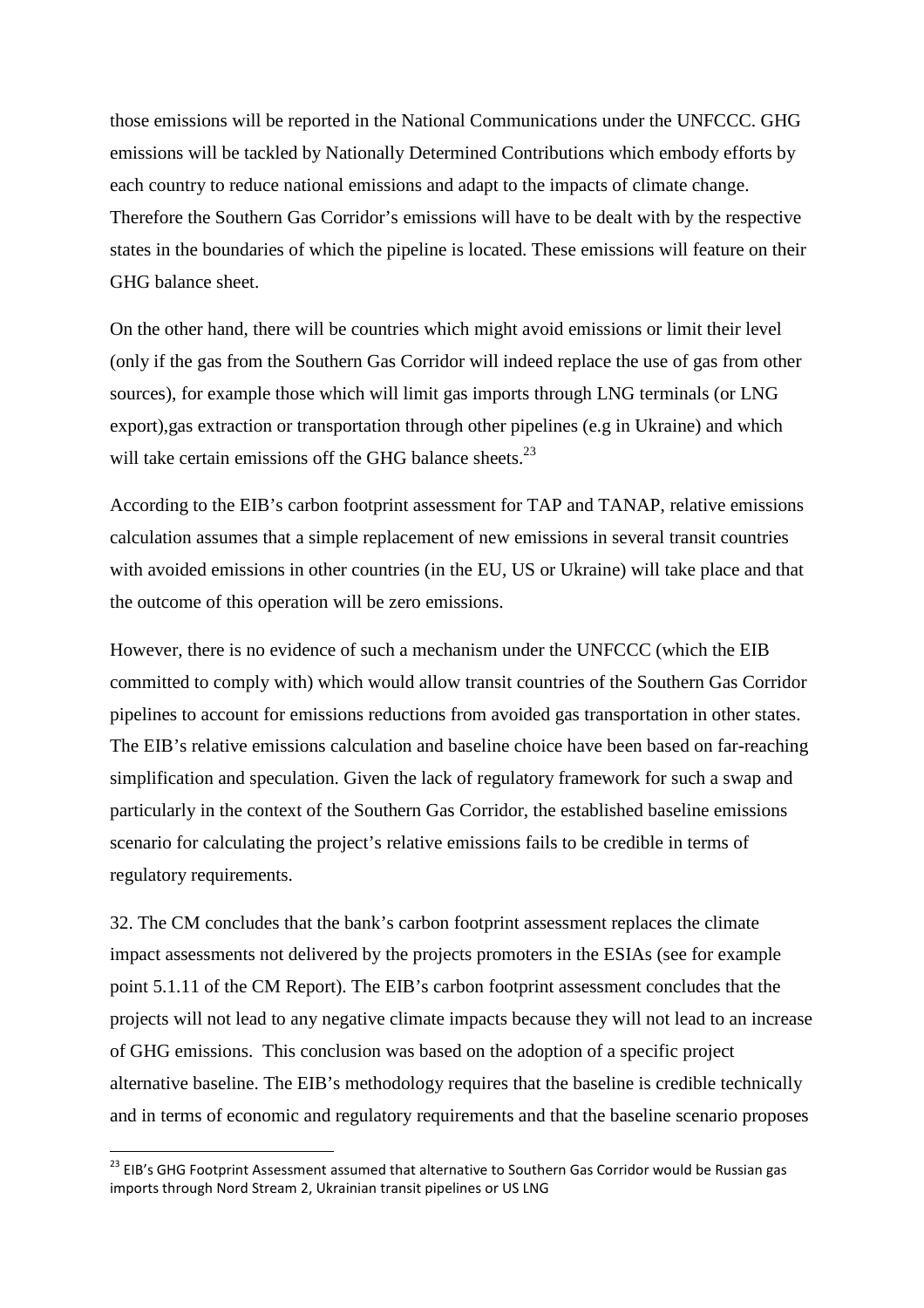those emissions will be reported in the National Communications under the UNFCCC. GHG emissions will be tackled by Nationally Determined Contributions which embody efforts by each country to reduce national emissions and adapt to the impacts of climate change. Therefore the Southern Gas Corridor's emissions will have to be dealt with by the respective states in the boundaries of which the pipeline is located. These emissions will feature on their GHG balance sheet.

On the other hand, there will be countries which might avoid emissions or limit their level (only if the gas from the Southern Gas Corridor will indeed replace the use of gas from other sources), for example those which will limit gas imports through LNG terminals (or LNG export),gas extraction or transportation through other pipelines (e.g in Ukraine) and which will take certain emissions off the GHG balance sheets.[23]

According to the EIB's carbon footprint assessment for TAP and TANAP, relative emissions calculation assumes that a simple replacement of new emissions in several transit countries with avoided emissions in other countries (in the EU, US or Ukraine) will take place and that the outcome of this operation will be zero emissions.

However, there is no evidence of such a mechanism under the UNFCCC (which the EIB committed to comply with) which would allow transit countries of the Southern Gas Corridor pipelines to account for emissions reductions from avoided gas transportation in other states. The EIB's relative emissions calculation and baseline choice have been based on far-reaching simplification and speculation. Given the lack of regulatory framework for such a swap and particularly in the context of the Southern Gas Corridor, the established baseline emissions scenario for calculating the project's relative emissions fails to be credible in terms of regulatory requirements.

32. The CM concludes that the bank's carbon footprint assessment replaces the climate impact assessments not delivered by the projects promoters in the ESIAs (see for example point 5.1.11 of the CM Report). The EIB's carbon footprint assessment concludes that the projects will not lead to any negative climate impacts because they will not lead to an increase of GHG emissions. This conclusion was based on the adoption of a specific project alternative baseline. The EIB's methodology requires that the baseline is credible technically and in terms of economic and regulatory requirements and that the baseline scenario proposes

[23] EIB's GHG Footprint Assessment assumed that alternative to Southern Gas Corridor would be Russian gas imports through Nord Stream 2, Ukrainian transit pipelines or US LNG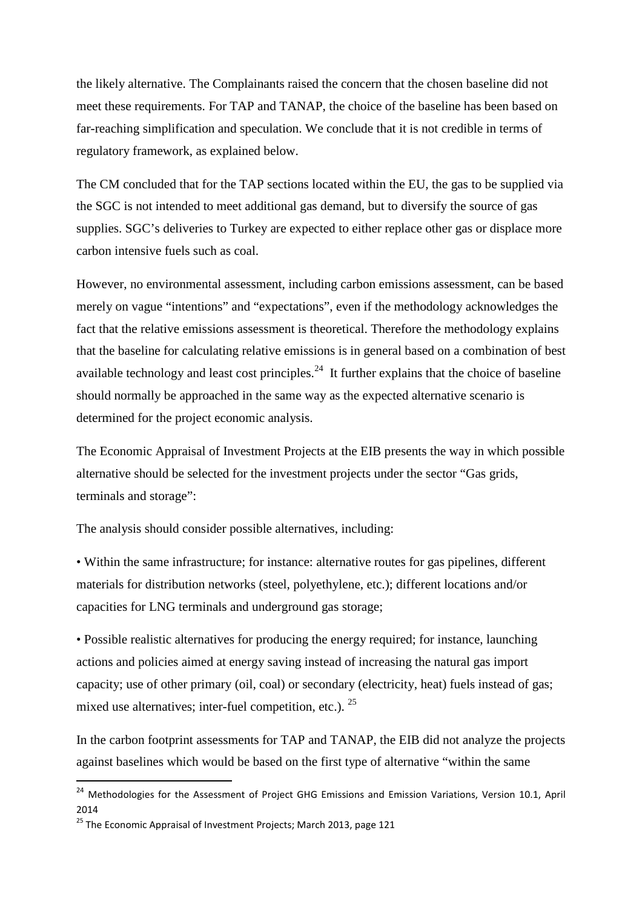the likely alternative. The Complainants raised the concern that the chosen baseline did not meet these requirements. For TAP and TANAP, the choice of the baseline has been based on far-reaching simplification and speculation. We conclude that it is not credible in terms of regulatory framework, as explained below.

The CM concluded that for the TAP sections located within the EU, the gas to be supplied via the SGC is not intended to meet additional gas demand, but to diversify the source of gas supplies. SGC's deliveries to Turkey are expected to either replace other gas or displace more carbon intensive fuels such as coal.

However, no environmental assessment, including carbon emissions assessment, can be based merely on vague "intentions" and "expectations", even if the methodology acknowledges the fact that the relative emissions assessment is theoretical. Therefore the methodology explains that the baseline for calculating relative emissions is in general based on a combination of best available technology and least cost principles.[24] It further explains that the choice of baseline should normally be approached in the same way as the expected alternative scenario is determined for the project economic analysis.

The Economic Appraisal of Investment Projects at the EIB presents the way in which possible alternative should be selected for the investment projects under the sector "Gas grids, terminals and storage":

The analysis should consider possible alternatives, including:

- Within the same infrastructure; for instance: alternative routes for gas pipelines, different materials for distribution networks (steel, polyethylene, etc.); different locations and/or capacities for LNG terminals and underground gas storage;
- Possible realistic alternatives for producing the energy required; for instance, launching actions and policies aimed at energy saving instead of increasing the natural gas import capacity; use of other primary (oil, coal) or secondary (electricity, heat) fuels instead of gas; mixed use alternatives; inter-fuel competition, etc.).[25]

In the carbon footprint assessments for TAP and TANAP, the EIB did not analyze the projects against baselines which would be based on the first type of alternative "within the same

---

[24] Methodologies for the Assessment of Project GHG Emissions and Emission Variations, Version 10.1, April 2014

[25] The Economic Appraisal of Investment Projects; March 2013, page 121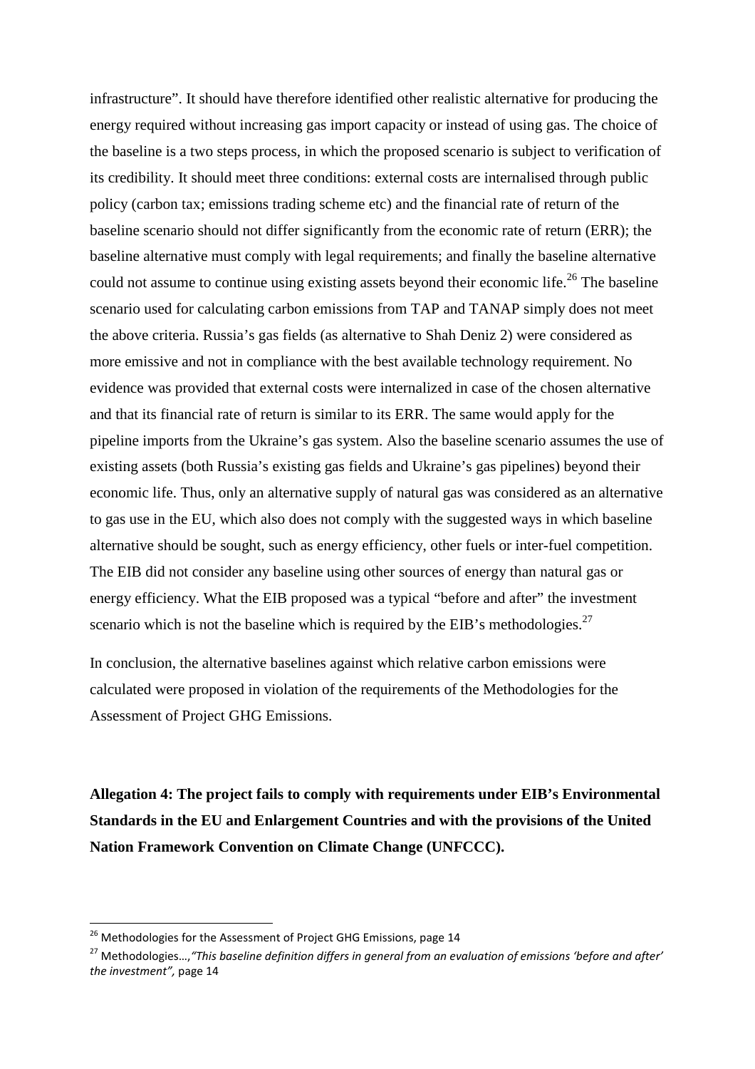infrastructure". It should have therefore identified other realistic alternative for producing the energy required without increasing gas import capacity or instead of using gas. The choice of the baseline is a two steps process, in which the proposed scenario is subject to verification of its credibility. It should meet three conditions: external costs are internalised through public policy (carbon tax; emissions trading scheme etc) and the financial rate of return of the baseline scenario should not differ significantly from the economic rate of return (ERR); the baseline alternative must comply with legal requirements; and finally the baseline alternative could not assume to continue using existing assets beyond their economic life.[26] The baseline scenario used for calculating carbon emissions from TAP and TANAP simply does not meet the above criteria. Russia's gas fields (as alternative to Shah Deniz 2) were considered as more emissive and not in compliance with the best available technology requirement. No evidence was provided that external costs were internalized in case of the chosen alternative and that its financial rate of return is similar to its ERR. The same would apply for the pipeline imports from the Ukraine's gas system. Also the baseline scenario assumes the use of existing assets (both Russia's existing gas fields and Ukraine's gas pipelines) beyond their economic life. Thus, only an alternative supply of natural gas was considered as an alternative to gas use in the EU, which also does not comply with the suggested ways in which baseline alternative should be sought, such as energy efficiency, other fuels or inter-fuel competition. The EIB did not consider any baseline using other sources of energy than natural gas or energy efficiency. What the EIB proposed was a typical "before and after" the investment scenario which is not the baseline which is required by the EIB's methodologies.[27]

In conclusion, the alternative baselines against which relative carbon emissions were calculated were proposed in violation of the requirements of the Methodologies for the Assessment of Project GHG Emissions.

**Allegation 4: The project fails to comply with requirements under EIB's Environmental Standards in the EU and Enlargement Countries and with the provisions of the United Nation Framework Convention on Climate Change (UNFCCC).**

---

[26] Methodologies for the Assessment of Project GHG Emissions, page 14

[27] Methodologies…,*"This baseline definition differs in general from an evaluation of emissions 'before and after' the investment",* page 14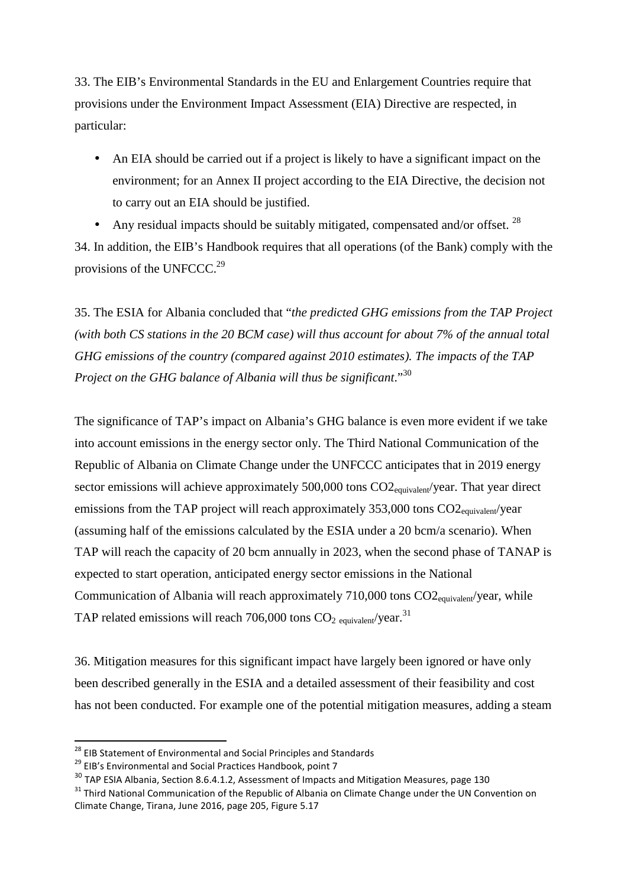33. The EIB's Environmental Standards in the EU and Enlargement Countries require that provisions under the Environment Impact Assessment (EIA) Directive are respected, in particular:

- An EIA should be carried out if a project is likely to have a significant impact on the environment; for an Annex II project according to the EIA Directive, the decision not to carry out an EIA should be justified.
- Any residual impacts should be suitably mitigated, compensated and/or offset. [28]

34. In addition, the EIB's Handbook requires that all operations (of the Bank) comply with the provisions of the UNFCCC.[29]

35. The ESIA for Albania concluded that "*the predicted GHG emissions from the TAP Project (with both CS stations in the 20 BCM case) will thus account for about 7% of the annual total GHG emissions of the country (compared against 2010 estimates). The impacts of the TAP Project on the GHG balance of Albania will thus be significant*."[30]

The significance of TAP's impact on Albania's GHG balance is even more evident if we take into account emissions in the energy sector only. The Third National Communication of the Republic of Albania on Climate Change under the UNFCCC anticipates that in 2019 energy sector emissions will achieve approximately 500,000 tons $CO2_{equivalent}$/year. That year direct emissions from the TAP project will reach approximately 353,000 tons $CO2_{equivalent}$/year (assuming half of the emissions calculated by the ESIA under a 20 bcm/a scenario). When TAP will reach the capacity of 20 bcm annually in 2023, when the second phase of TANAP is expected to start operation, anticipated energy sector emissions in the National Communication of Albania will reach approximately 710,000 tons $CO2_{equivalent}$/year, while TAP related emissions will reach 706,000 tons $CO_{2\ equivalent}$/year.[31]

36. Mitigation measures for this significant impact have largely been ignored or have only been described generally in the ESIA and a detailed assessment of their feasibility and cost has not been conducted. For example one of the potential mitigation measures, adding a steam

---

[28] EIB Statement of Environmental and Social Principles and Standards

[29] EIB's Environmental and Social Practices Handbook, point 7

[30] TAP ESIA Albania, Section 8.6.4.1.2, Assessment of Impacts and Mitigation Measures, page 130

[31] Third National Communication of the Republic of Albania on Climate Change under the UN Convention on Climate Change, Tirana, June 2016, page 205, Figure 5.17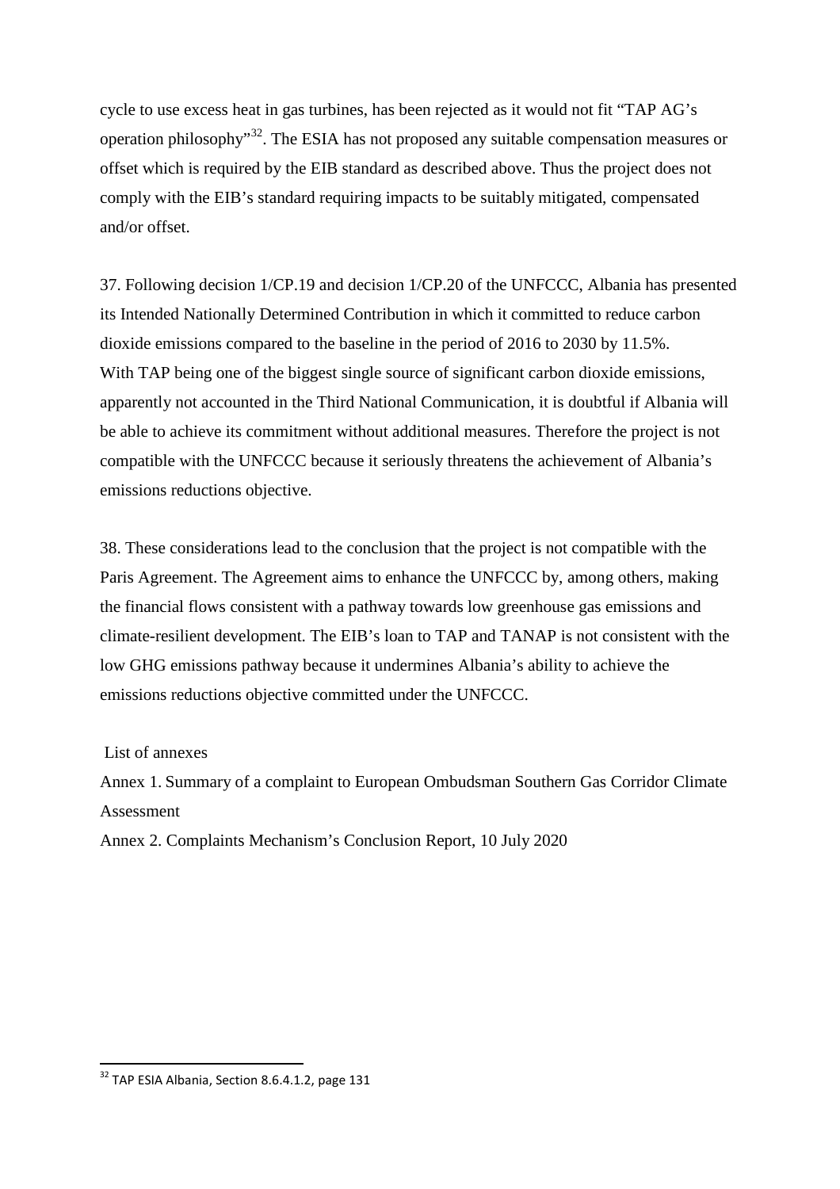cycle to use excess heat in gas turbines, has been rejected as it would not fit "TAP AG's operation philosophy"[32]. The ESIA has not proposed any suitable compensation measures or offset which is required by the EIB standard as described above. Thus the project does not comply with the EIB's standard requiring impacts to be suitably mitigated, compensated and/or offset.

37. Following decision 1/CP.19 and decision 1/CP.20 of the UNFCCC, Albania has presented its Intended Nationally Determined Contribution in which it committed to reduce carbon dioxide emissions compared to the baseline in the period of 2016 to 2030 by 11.5%. With TAP being one of the biggest single source of significant carbon dioxide emissions, apparently not accounted in the Third National Communication, it is doubtful if Albania will be able to achieve its commitment without additional measures. Therefore the project is not compatible with the UNFCCC because it seriously threatens the achievement of Albania's emissions reductions objective.

38. These considerations lead to the conclusion that the project is not compatible with the Paris Agreement. The Agreement aims to enhance the UNFCCC by, among others, making the financial flows consistent with a pathway towards low greenhouse gas emissions and climate-resilient development. The EIB's loan to TAP and TANAP is not consistent with the low GHG emissions pathway because it undermines Albania's ability to achieve the emissions reductions objective committed under the UNFCCC.

List of annexes

Annex 1. Summary of a complaint to European Ombudsman Southern Gas Corridor Climate Assessment

Annex 2. Complaints Mechanism's Conclusion Report, 10 July 2020

---

[32] TAP ESIA Albania, Section 8.6.4.1.2, page 131